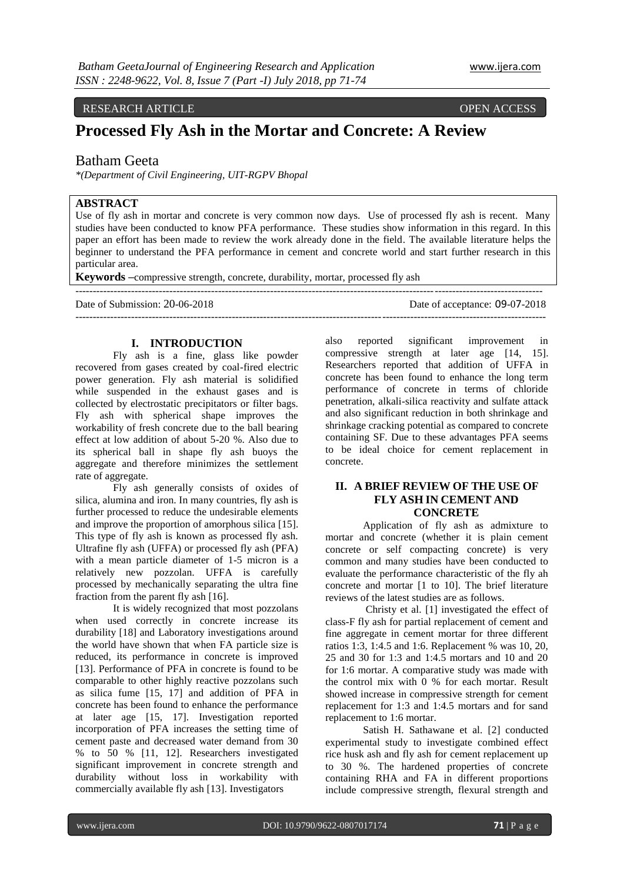RESEARCH ARTICLE OPEN ACCESS

# Processed Fly Ash in the Mortar and Concrete: A Review

Batham Geeta

*(Department of Civil Engineering, UIT-RGPV Bhopal

**ABSTRACT**

Use of fly ash in mortar and concrete is very common now days. Use of processed fly ash is recent. Many studies have been conducted to know PFA performance. These studies show information in this regard. In this paper an effort has been made to review the work already done in the field. The available literature helps the beginner to understand the PFA performance in cement and concrete world and start further research in this particular area.

**Keywords** –compressive strength, concrete, durability, mortar, processed fly ash

Date of Submission: 20-06-2018 Date of acceptance: 09-07-2018

## I. INTRODUCTION

Fly ash is a fine, glass like powder recovered from gases created by coal-fired electric power generation. Fly ash material is solidified while suspended in the exhaust gases and is collected by electrostatic precipitators or filter bags. Fly ash with spherical shape improves the workability of fresh concrete due to the ball bearing effect at low addition of about 5-20 %. Also due to its spherical ball in shape fly ash buoys the aggregate and therefore minimizes the settlement rate of aggregate.

Fly ash generally consists of oxides of silica, alumina and iron. In many countries, fly ash is further processed to reduce the undesirable elements and improve the proportion of amorphous silica [15]. This type of fly ash is known as processed fly ash. Ultrafine fly ash (UFFA) or processed fly ash (PFA) with a mean particle diameter of 1-5 micron is a relatively new pozzolan. UFFA is carefully processed by mechanically separating the ultra fine fraction from the parent fly ash [16].

It is widely recognized that most pozzolans when used correctly in concrete increase its durability [18] and Laboratory investigations around the world have shown that when FA particle size is reduced, its performance in concrete is improved [13]. Performance of PFA in concrete is found to be comparable to other highly reactive pozzolans such as silica fume [15, 17] and addition of PFA in concrete has been found to enhance the performance at later age [15, 17]. Investigation reported incorporation of PFA increases the setting time of cement paste and decreased water demand from 30 % to 50 % [11, 12]. Researchers investigated significant improvement in concrete strength and durability without loss in workability with commercially available fly ash [13]. Investigators also reported significant improvement in compressive strength at later age [14, 15]. Researchers reported that addition of UFFA in concrete has been found to enhance the long term performance of concrete in terms of chloride penetration, alkali-silica reactivity and sulfate attack and also significant reduction in both shrinkage and shrinkage cracking potential as compared to concrete containing SF. Due to these advantages PFA seems to be ideal choice for cement replacement in concrete.

## II. A BRIEF REVIEW OF THE USE OF FLY ASH IN CEMENT AND CONCRETE

Application of fly ash as admixture to mortar and concrete (whether it is plain cement concrete or self compacting concrete) is very common and many studies have been conducted to evaluate the performance characteristic of the fly ah concrete and mortar [1 to 10]. The brief literature reviews of the latest studies are as follows.

Christy et al. [1] investigated the effect of class-F fly ash for partial replacement of cement and fine aggregate in cement mortar for three different ratios 1:3, 1:4.5 and 1:6. Replacement % was 10, 20, 25 and 30 for 1:3 and 1:4.5 mortars and 10 and 20 for 1:6 mortar. A comparative study was made with the control mix with 0 % for each mortar. Result showed increase in compressive strength for cement replacement for 1:3 and 1:4.5 mortars and for sand replacement to 1:6 mortar.

Satish H. Sathawane et al. [2] conducted experimental study to investigate combined effect rice husk ash and fly ash for cement replacement up to 30 %. The hardened properties of concrete containing RHA and FA in different proportions include compressive strength, flexural strength and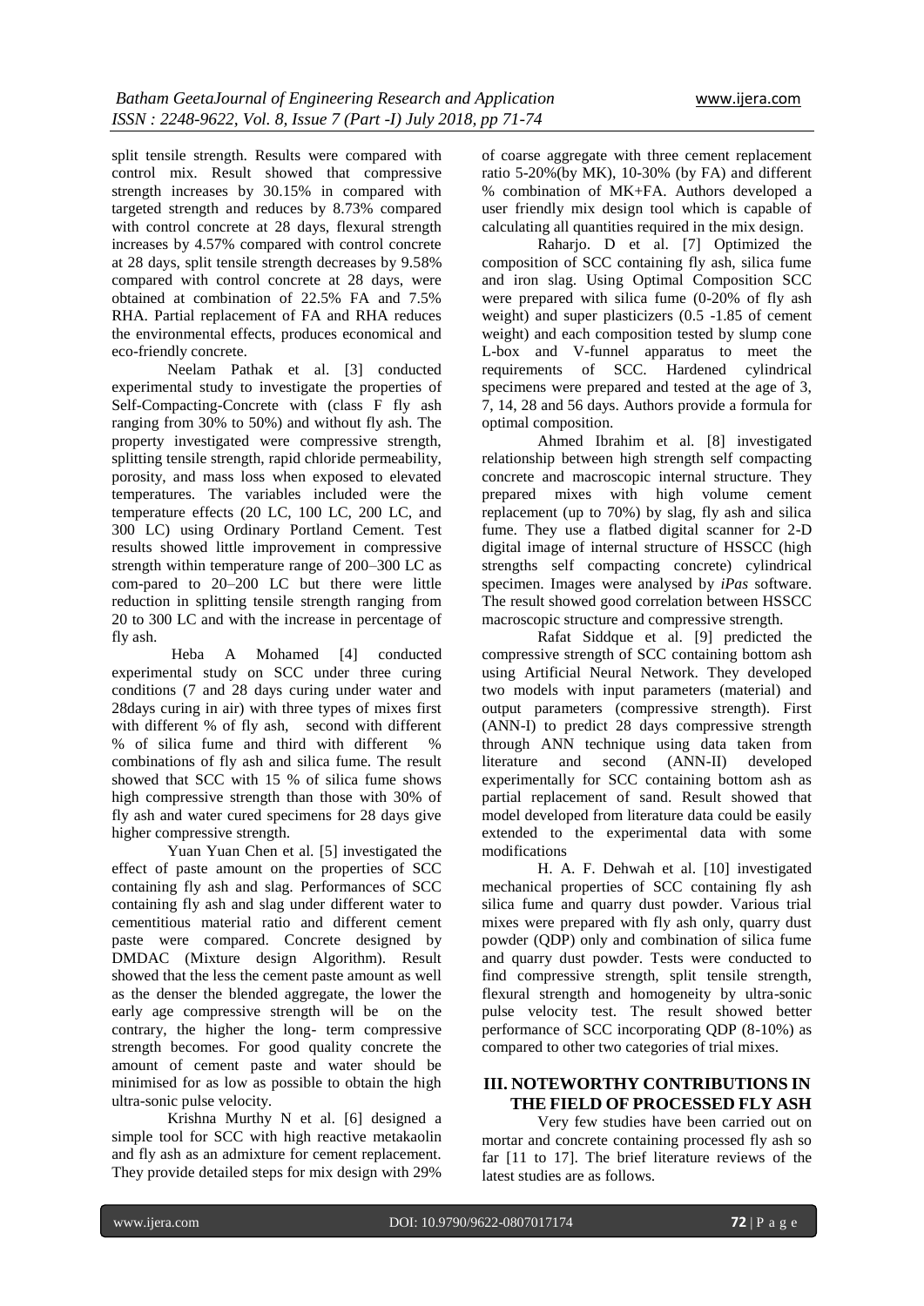split tensile strength. Results were compared with control mix. Result showed that compressive strength increases by 30.15% in compared with targeted strength and reduces by 8.73% compared with control concrete at 28 days, flexural strength increases by 4.57% compared with control concrete at 28 days, split tensile strength decreases by 9.58% compared with control concrete at 28 days, were obtained at combination of 22.5% FA and 7.5% RHA. Partial replacement of FA and RHA reduces the environmental effects, produces economical and eco-friendly concrete.

Neelam Pathak et al. [3] conducted experimental study to investigate the properties of Self-Compacting-Concrete with (class F fly ash ranging from 30% to 50%) and without fly ash. The property investigated were compressive strength, splitting tensile strength, rapid chloride permeability, porosity, and mass loss when exposed to elevated temperatures. The variables included were the temperature effects (20 LC, 100 LC, 200 LC, and 300 LC) using Ordinary Portland Cement. Test results showed little improvement in compressive strength within temperature range of 200–300 LC as com-pared to 20–200 LC but there were little reduction in splitting tensile strength ranging from 20 to 300 LC and with the increase in percentage of fly ash.

Heba A Mohamed [4] conducted experimental study on SCC under three curing conditions (7 and 28 days curing under water and 28days curing in air) with three types of mixes first with different % of fly ash, second with different % of silica fume and third with different % combinations of fly ash and silica fume. The result showed that SCC with 15 % of silica fume shows high compressive strength than those with 30% of fly ash and water cured specimens for 28 days give higher compressive strength.

Yuan Yuan Chen et al. [5] investigated the effect of paste amount on the properties of SCC containing fly ash and slag. Performances of SCC containing fly ash and slag under different water to cementitious material ratio and different cement paste were compared. Concrete designed by DMDAC (Mixture design Algorithm). Result showed that the less the cement paste amount as well as the denser the blended aggregate, the lower the early age compressive strength will be on the contrary, the higher the long- term compressive strength becomes. For good quality concrete the amount of cement paste and water should be minimised for as low as possible to obtain the high ultra-sonic pulse velocity.

Krishna Murthy N et al. [6] designed a simple tool for SCC with high reactive metakaolin and fly ash as an admixture for cement replacement. They provide detailed steps for mix design with 29% of coarse aggregate with three cement replacement ratio 5-20%(by MK), 10-30% (by FA) and different % combination of MK+FA. Authors developed a user friendly mix design tool which is capable of calculating all quantities required in the mix design.

Raharjo. D et al. [7] Optimized the composition of SCC containing fly ash, silica fume and iron slag. Using Optimal Composition SCC were prepared with silica fume (0-20% of fly ash weight) and super plasticizers (0.5 -1.85 of cement weight) and each composition tested by slump cone L-box and V-funnel apparatus to meet the requirements of SCC. Hardened cylindrical specimens were prepared and tested at the age of 3, 7, 14, 28 and 56 days. Authors provide a formula for optimal composition.

Ahmed Ibrahim et al. [8] investigated relationship between high strength self compacting concrete and macroscopic internal structure. They prepared mixes with high volume cement replacement (up to 70%) by slag, fly ash and silica fume. They use a flatbed digital scanner for 2-D digital image of internal structure of HSSCC (high strengths self compacting concrete) cylindrical specimen. Images were analysed by *iPas* software. The result showed good correlation between HSSCC macroscopic structure and compressive strength.

Rafat Siddque et al. [9] predicted the compressive strength of SCC containing bottom ash using Artificial Neural Network. They developed two models with input parameters (material) and output parameters (compressive strength). First (ANN-I) to predict 28 days compressive strength through ANN technique using data taken from literature and second (ANN-II) developed experimentally for SCC containing bottom ash as partial replacement of sand. Result showed that model developed from literature data could be easily extended to the experimental data with some modifications

H. A. F. Dehwah et al. [10] investigated mechanical properties of SCC containing fly ash silica fume and quarry dust powder. Various trial mixes were prepared with fly ash only, quarry dust powder (QDP) only and combination of silica fume and quarry dust powder. Tests were conducted to find compressive strength, split tensile strength, flexural strength and homogeneity by ultra-sonic pulse velocity test. The result showed better performance of SCC incorporating QDP (8-10%) as compared to other two categories of trial mixes.

## III. NOTEWORTHY CONTRIBUTIONS IN THE FIELD OF PROCESSED FLY ASH

Very few studies have been carried out on mortar and concrete containing processed fly ash so far [11 to 17]. The brief literature reviews of the latest studies are as follows.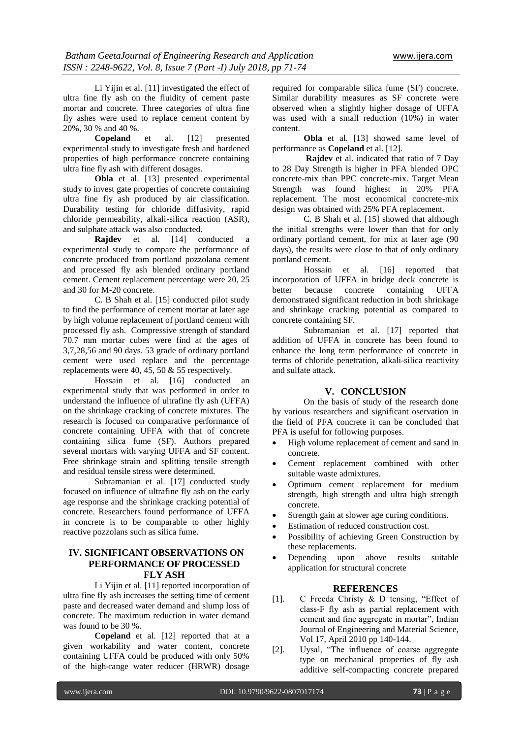Li Yijin et al. [11] investigated the effect of ultra fine fly ash on the fluidity of cement paste mortar and concrete. Three categories of ultra fine fly ashes were used to replace cement content by 20%, 30 % and 40 %.

**Copeland** et al. [12] presented experimental study to investigate fresh and hardened properties of high performance concrete containing ultra fine fly ash with different dosages.

**Obla** et al. [13] presented experimental study to invest gate properties of concrete containing ultra fine fly ash produced by air classification. Durability testing for chloride diffusivity, rapid chloride permeability, alkali-silica reaction (ASR), and sulphate attack was also conducted.

**Rajdev** et al. [14] conducted a experimental study to compare the performance of concrete produced from portland pozzolana cement and processed fly ash blended ordinary portland cement. Cement replacement percentage were 20, 25 and 30 for M-20 concrete.

C. B Shah et al. [15] conducted pilot study to find the performance of cement mortar at later age by high volume replacement of portland cement with processed fly ash. Compressive strength of standard 70.7 mm mortar cubes were find at the ages of 3,7,28,56 and 90 days. 53 grade of ordinary portland cement were used replace and the percentage replacements were 40, 45, 50 & 55 respectively.

Hossain et al. [16] conducted an experimental study that was performed in order to understand the influence of ultrafine fly ash (UFFA) on the shrinkage cracking of concrete mixtures. The research is focused on comparative performance of concrete containing UFFA with that of concrete containing silica fume (SF). Authors prepared several mortars with varying UFFA and SF content. Free shrinkage strain and splitting tensile strength and residual tensile stress were determined.

Subramanian et al. [17] conducted study focused on influence of ultrafine fly ash on the early age response and the shrinkage cracking potential of concrete. Researchers found performance of UFFA in concrete is to be comparable to other highly reactive pozzolans such as silica fume.

## IV. SIGNIFICANT OBSERVATIONS ON PERFORMANCE OF PROCESSED FLY ASH

Li Yijin et al. [11] reported incorporation of ultra fine fly ash increases the setting time of cement paste and decreased water demand and slump loss of concrete. The maximum reduction in water demand was found to be 30 %.

**Copeland** et al. [12] reported that at a given workability and water content, concrete containing UFFA could be produced with only 50% of the high-range water reducer (HRWR) dosage required for comparable silica fume (SF) concrete. Similar durability measures as SF concrete were observed when a slightly higher dosage of UFFA was used with a small reduction (10%) in water content.

**Obla** et al. [13] showed same level of performance as **Copeland** et al. [12].

**Rajdev** et al. indicated that ratio of 7 Day to 28 Day Strength is higher in PFA blended OPC concrete-mix than PPC concrete-mix. Target Mean Strength was found highest in 20% PFA replacement. The most economical concrete-mix design was obtained with 25% PFA replacement.

C. B Shah et al. [15] showed that although the initial strengths were lower than that for only ordinary portland cement, for mix at later age (90 days), the results were close to that of only ordinary portland cement.

Hossain et al. [16] reported that incorporation of UFFA in bridge deck concrete is better because concrete containing UFFA demonstrated significant reduction in both shrinkage and shrinkage cracking potential as compared to concrete containing SF.

Subramanian et al. [17] reported that addition of UFFA in concrete has been found to enhance the long term performance of concrete in terms of chloride penetration, alkali-silica reactivity and sulfate attack.

## V. CONCLUSION

On the basis of study of the research done by various researchers and significant oservation in the field of PFA concrete it can be concluded that PFA is useful for following purposes.

- High volume replacement of cement and sand in concrete.
- Cement replacement combined with other suitable waste admixtures.
- Optimum cement replacement for medium strength, high strength and ultra high strength concrete.
- Strength gain at slower age curing conditions.
- Estimation of reduced construction cost.
- Possibility of achieving Green Construction by these replacements.
- Depending upon above results suitable application for structural concrete

## REFERENCES

[1]. C Freeda Christy & D tensing, "Effect of class-F fly ash as partial replacement with cement and fine aggregate in mortar", Indian Journal of Engineering and Material Science, Vol 17, April 2010 pp 140-144.

[2]. Uysal, "The influence of coarse aggregate type on mechanical properties of fly ash additive self-compacting concrete prepared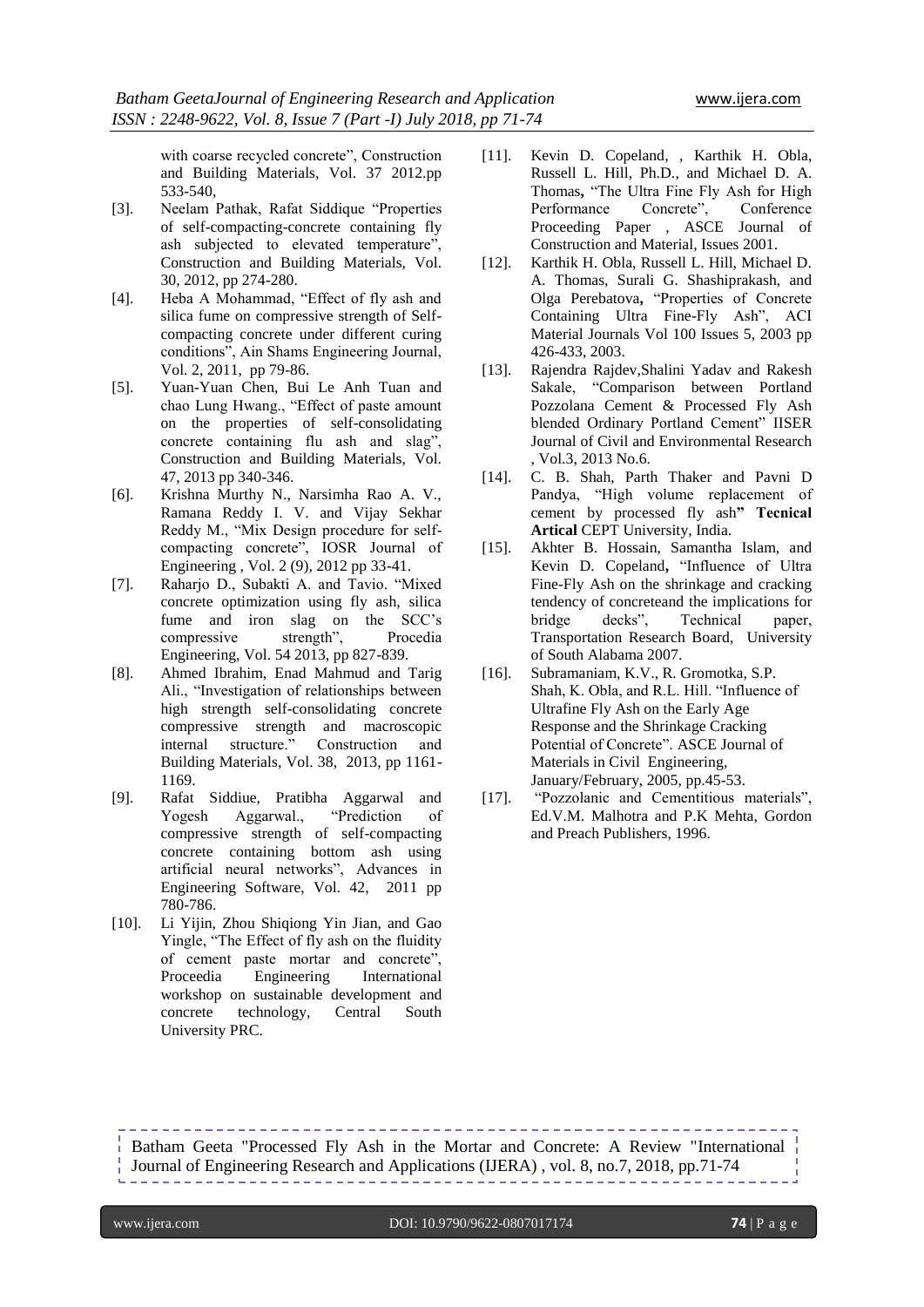with coarse recycled concrete", Construction and Building Materials, Vol. 37 2012.pp 533-540,

[3]. Neelam Pathak, Rafat Siddique "Properties of self-compacting-concrete containing fly ash subjected to elevated temperature", Construction and Building Materials, Vol. 30, 2012, pp 274-280.

[4]. Heba A Mohammad, "Effect of fly ash and silica fume on compressive strength of Self-compacting concrete under different curing conditions", Ain Shams Engineering Journal, Vol. 2, 2011, pp 79-86.

[5]. Yuan-Yuan Chen, Bui Le Anh Tuan and chao Lung Hwang., "Effect of paste amount on the properties of self-consolidating concrete containing flu ash and slag", Construction and Building Materials, Vol. 47, 2013 pp 340-346.

[6]. Krishna Murthy N., Narsimha Rao A. V., Ramana Reddy I. V. and Vijay Sekhar Reddy M., "Mix Design procedure for self-compacting concrete", IOSR Journal of Engineering , Vol. 2 (9), 2012 pp 33-41.

[7]. Raharjo D., Subakti A. and Tavio. "Mixed concrete optimization using fly ash, silica fume and iron slag on the SCC's compressive strength", Procedia Engineering, Vol. 54 2013, pp 827-839.

[8]. Ahmed Ibrahim, Enad Mahmud and Tarig Ali., "Investigation of relationships between high strength self-consolidating concrete compressive strength and macroscopic internal structure." Construction and Building Materials, Vol. 38, 2013, pp 1161-1169.

[9]. Rafat Siddiue, Pratibha Aggarwal and Yogesh Aggarwal., "Prediction of compressive strength of self-compacting concrete containing bottom ash using artificial neural networks", Advances in Engineering Software, Vol. 42, 2011 pp 780-786.

[10]. Li Yijin, Zhou Shiqiong Yin Jian, and Gao Yingle, "The Effect of fly ash on the fluidity of cement paste mortar and concrete", Proceedia Engineering International workshop on sustainable development and concrete technology, Central South University PRC.

[11]. Kevin D. Copeland, , Karthik H. Obla, Russell L. Hill, Ph.D., and Michael D. A. Thomas**,** "The Ultra Fine Fly Ash for High Performance Concrete", Conference Proceeding Paper , ASCE Journal of Construction and Material, Issues 2001.

[12]. Karthik H. Obla, Russell L. Hill, Michael D. A. Thomas, Surali G. Shashiprakash, and Olga Perebatova**,** "Properties of Concrete Containing Ultra Fine-Fly Ash", ACI Material Journals Vol 100 Issues 5, 2003 pp 426-433, 2003.

[13]. Rajendra Rajdev,Shalini Yadav and Rakesh Sakale, "Comparison between Portland Pozzolana Cement & Processed Fly Ash blended Ordinary Portland Cement" IISER Journal of Civil and Environmental Research , Vol.3, 2013 No.6.

[14]. C. B. Shah, Parth Thaker and Pavni D Pandya, "High volume replacement of cement by processed fly ash**" Tecnical Artical** CEPT University, India.

[15]. Akhter B. Hossain, Samantha Islam, and Kevin D. Copeland**,** "Influence of Ultra Fine-Fly Ash on the shrinkage and cracking tendency of concreteand the implications for bridge decks", Technical paper, Transportation Research Board, University of South Alabama 2007.

[16]. Subramaniam, K.V., R. Gromotka, S.P. Shah, K. Obla, and R.L. Hill. "Influence of Ultrafine Fly Ash on the Early Age Response and the Shrinkage Cracking Potential of Concrete". ASCE Journal of Materials in Civil Engineering, January/February, 2005, pp.45-53.

[17]. "Pozzolanic and Cementitious materials", Ed.V.M. Malhotra and P.K Mehta, Gordon and Preach Publishers, 1996.

Batham Geeta "Processed Fly Ash in the Mortar and Concrete: A Review "International Journal of Engineering Research and Applications (IJERA) , vol. 8, no.7, 2018, pp.71-74